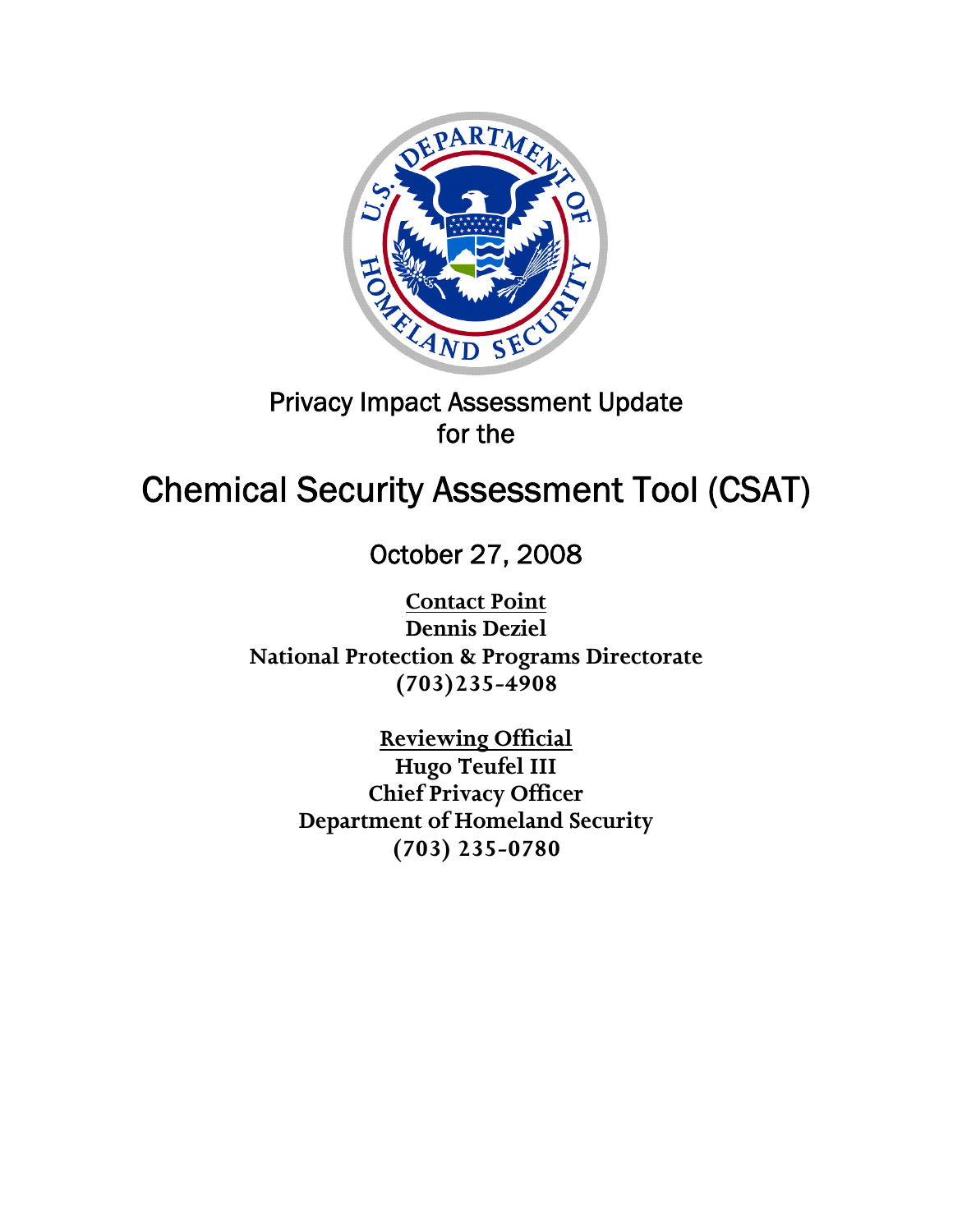Privacy Impact Assessment Update
for the

# Chemical Security Assessment Tool (CSAT)

October 27, 2008

**Contact Point**
**Dennis Deziel**
**National Protection & Programs Directorate**
**(703)235-4908**

**Reviewing Official**
**Hugo Teufel III**
**Chief Privacy Officer**
**Department of Homeland Security**
**(703) 235-0780**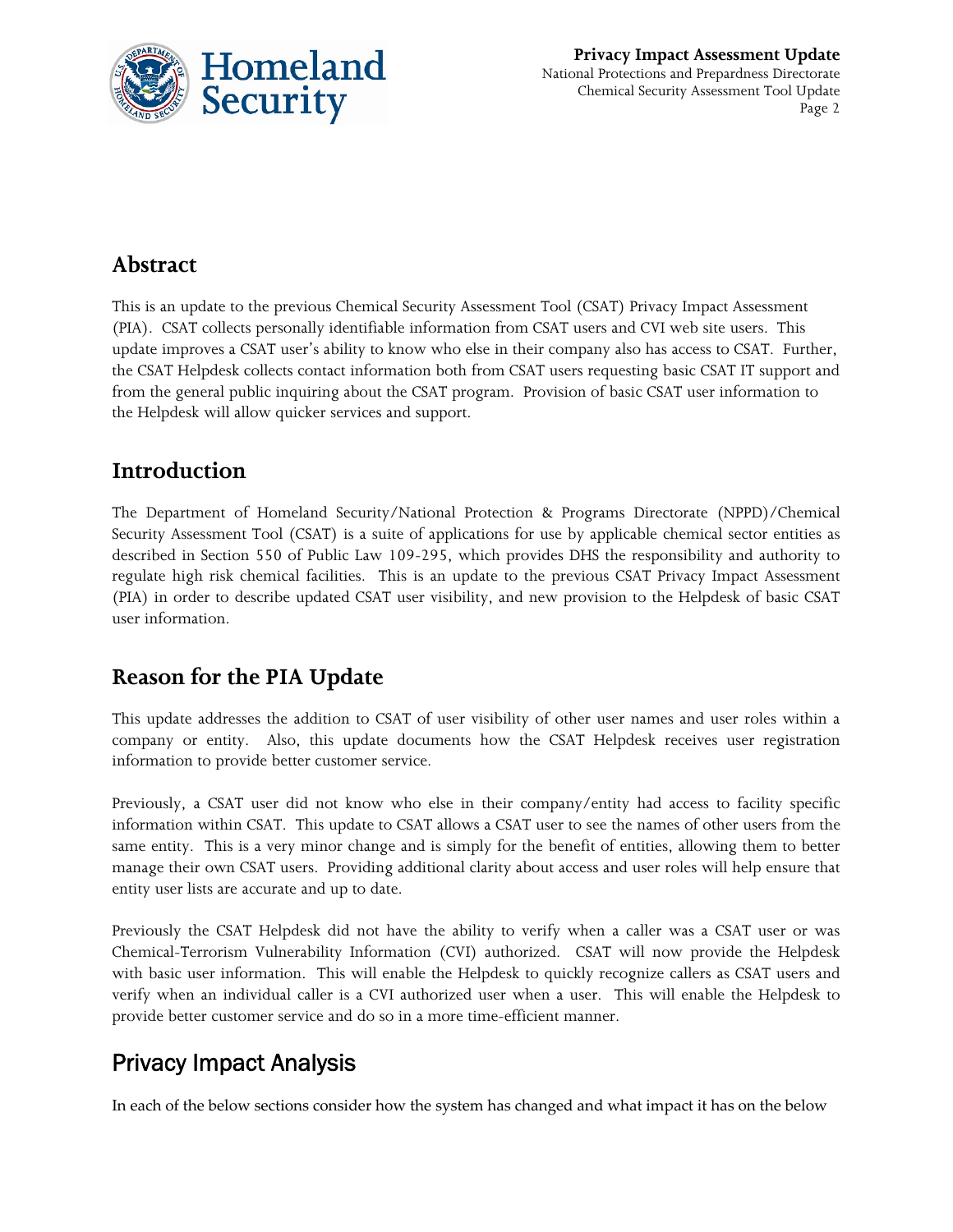## Abstract

This is an update to the previous Chemical Security Assessment Tool (CSAT) Privacy Impact Assessment (PIA). CSAT collects personally identifiable information from CSAT users and CVI web site users. This update improves a CSAT user's ability to know who else in their company also has access to CSAT. Further, the CSAT Helpdesk collects contact information both from CSAT users requesting basic CSAT IT support and from the general public inquiring about the CSAT program. Provision of basic CSAT user information to the Helpdesk will allow quicker services and support.

## Introduction

The Department of Homeland Security/National Protection & Programs Directorate (NPPD)/Chemical Security Assessment Tool (CSAT) is a suite of applications for use by applicable chemical sector entities as described in Section 550 of Public Law 109-295, which provides DHS the responsibility and authority to regulate high risk chemical facilities. This is an update to the previous CSAT Privacy Impact Assessment (PIA) in order to describe updated CSAT user visibility, and new provision to the Helpdesk of basic CSAT user information.

## Reason for the PIA Update

This update addresses the addition to CSAT of user visibility of other user names and user roles within a company or entity. Also, this update documents how the CSAT Helpdesk receives user registration information to provide better customer service.

Previously, a CSAT user did not know who else in their company/entity had access to facility specific information within CSAT. This update to CSAT allows a CSAT user to see the names of other users from the same entity. This is a very minor change and is simply for the benefit of entities, allowing them to better manage their own CSAT users. Providing additional clarity about access and user roles will help ensure that entity user lists are accurate and up to date.

Previously the CSAT Helpdesk did not have the ability to verify when a caller was a CSAT user or was Chemical-Terrorism Vulnerability Information (CVI) authorized. CSAT will now provide the Helpdesk with basic user information. This will enable the Helpdesk to quickly recognize callers as CSAT users and verify when an individual caller is a CVI authorized user when a user. This will enable the Helpdesk to provide better customer service and do so in a more time-efficient manner.

## Privacy Impact Analysis

In each of the below sections consider how the system has changed and what impact it has on the below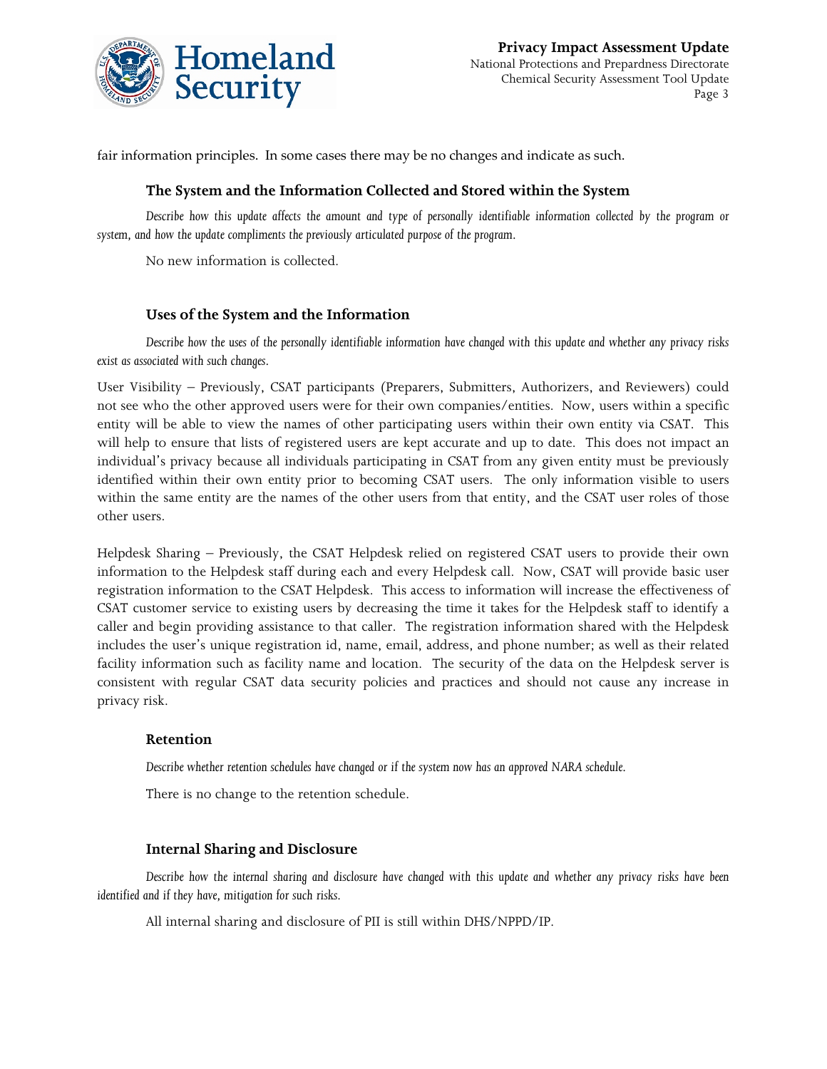fair information principles. In some cases there may be no changes and indicate as such.

### The System and the Information Collected and Stored within the System

*Describe how this update affects the amount and type of personally identifiable information collected by the program or system, and how the update compliments the previously articulated purpose of the program.*

No new information is collected.

### Uses of the System and the Information

*Describe how the uses of the personally identifiable information have changed with this update and whether any privacy risks exist as associated with such changes.*

User Visibility – Previously, CSAT participants (Preparers, Submitters, Authorizers, and Reviewers) could not see who the other approved users were for their own companies/entities. Now, users within a specific entity will be able to view the names of other participating users within their own entity via CSAT. This will help to ensure that lists of registered users are kept accurate and up to date. This does not impact an individual's privacy because all individuals participating in CSAT from any given entity must be previously identified within their own entity prior to becoming CSAT users. The only information visible to users within the same entity are the names of the other users from that entity, and the CSAT user roles of those other users.

Helpdesk Sharing – Previously, the CSAT Helpdesk relied on registered CSAT users to provide their own information to the Helpdesk staff during each and every Helpdesk call. Now, CSAT will provide basic user registration information to the CSAT Helpdesk. This access to information will increase the effectiveness of CSAT customer service to existing users by decreasing the time it takes for the Helpdesk staff to identify a caller and begin providing assistance to that caller. The registration information shared with the Helpdesk includes the user's unique registration id, name, email, address, and phone number; as well as their related facility information such as facility name and location. The security of the data on the Helpdesk server is consistent with regular CSAT data security policies and practices and should not cause any increase in privacy risk.

### Retention

*Describe whether retention schedules have changed or if the system now has an approved NARA schedule.*

There is no change to the retention schedule.

### Internal Sharing and Disclosure

*Describe how the internal sharing and disclosure have changed with this update and whether any privacy risks have been identified and if they have, mitigation for such risks.*

All internal sharing and disclosure of PII is still within DHS/NPPD/IP.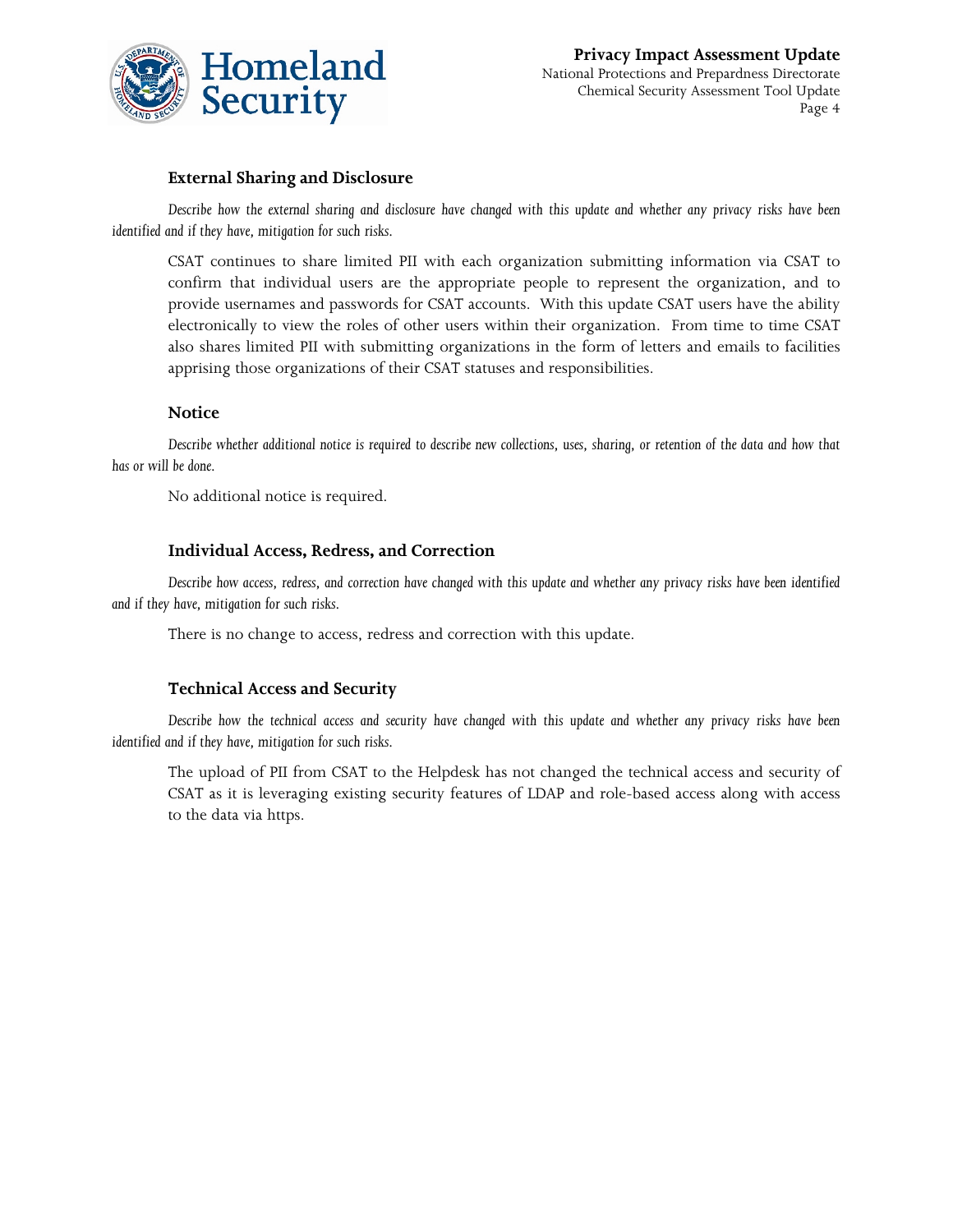### External Sharing and Disclosure

*Describe how the external sharing and disclosure have changed with this update and whether any privacy risks have been identified and if they have, mitigation for such risks.*

CSAT continues to share limited PII with each organization submitting information via CSAT to confirm that individual users are the appropriate people to represent the organization, and to provide usernames and passwords for CSAT accounts. With this update CSAT users have the ability electronically to view the roles of other users within their organization. From time to time CSAT also shares limited PII with submitting organizations in the form of letters and emails to facilities apprising those organizations of their CSAT statuses and responsibilities.

### Notice

*Describe whether additional notice is required to describe new collections, uses, sharing, or retention of the data and how that has or will be done.*

No additional notice is required.

### Individual Access, Redress, and Correction

*Describe how access, redress, and correction have changed with this update and whether any privacy risks have been identified and if they have, mitigation for such risks.*

There is no change to access, redress and correction with this update.

### Technical Access and Security

*Describe how the technical access and security have changed with this update and whether any privacy risks have been identified and if they have, mitigation for such risks.*

The upload of PII from CSAT to the Helpdesk has not changed the technical access and security of CSAT as it is leveraging existing security features of LDAP and role-based access along with access to the data via https.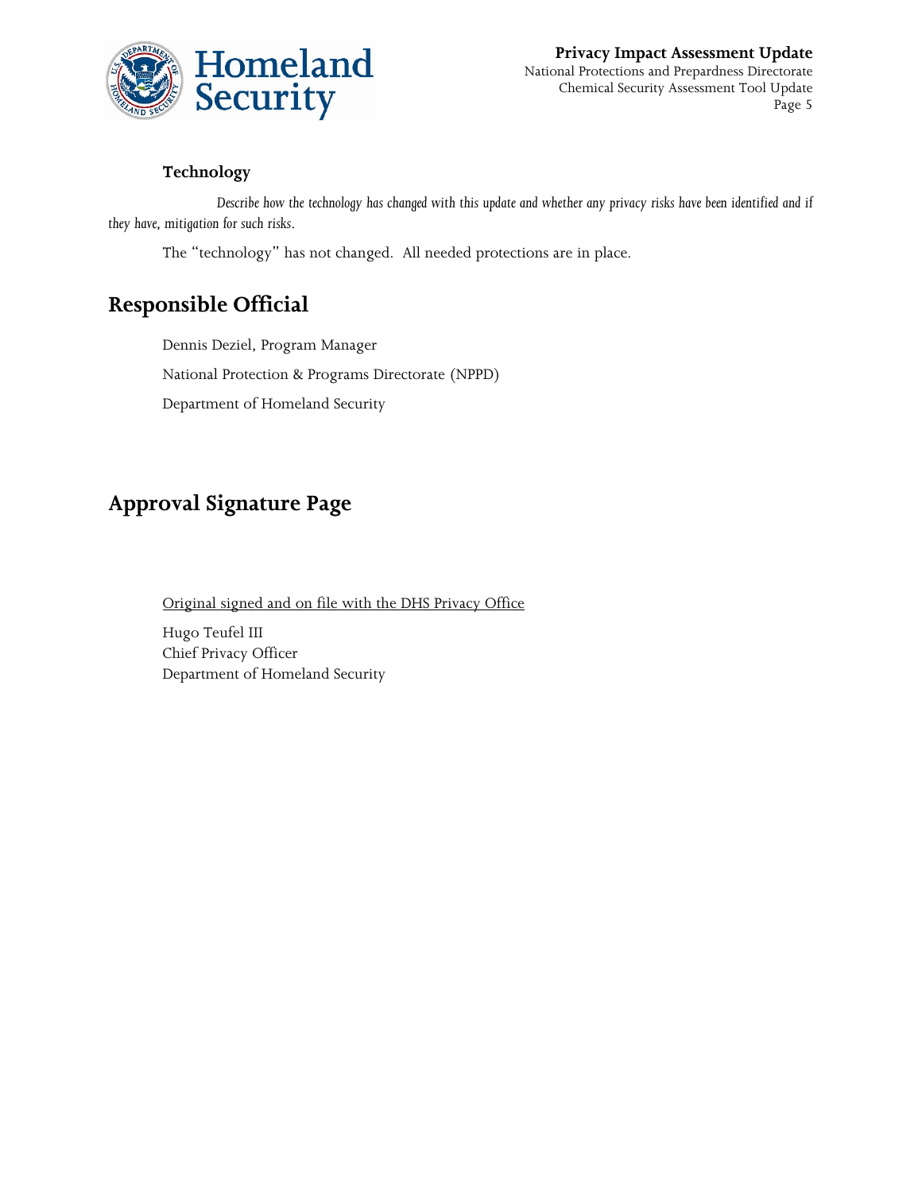### Technology

*Describe how the technology has changed with this update and whether any privacy risks have been identified and if they have, mitigation for such risks.*

The "technology" has not changed. All needed protections are in place.

## Responsible Official

Dennis Deziel, Program Manager

National Protection & Programs Directorate (NPPD)

Department of Homeland Security

## Approval Signature Page

Original signed and on file with the DHS Privacy Office

Hugo Teufel III
Chief Privacy Officer
Department of Homeland Security